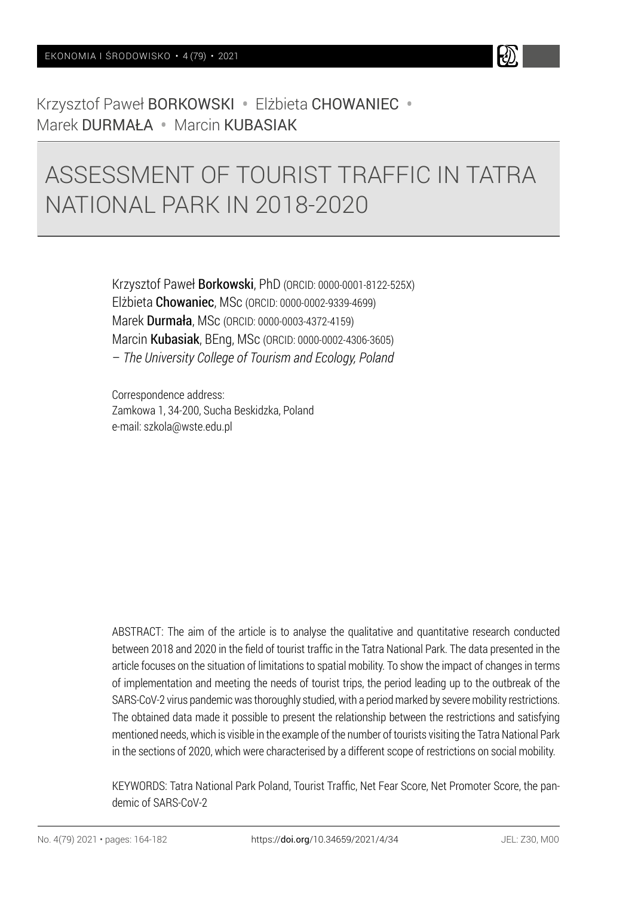Krzysztof Paweł **BORKOWSKI** • Elżbieta **CHOWANIEC** • Marek **DURMAŁA** • Marcin **KUBASIAK**

# ASSESSMENT OF TOURIST TRAFFIC IN TATRA NATIONAL PARK IN 2018-2020

Krzysztof Paweł **Borkowski**, PhD (ORCID: 0000-0001-8122-525X)
Elżbieta **Chowaniec**, MSc (ORCID: 0000-0002-9339-4699)
Marek **Durmała**, MSc (ORCID: 0000-0003-4372-4159)
Marcin **Kubasiak**, BEng, MSc (ORCID: 0000-0002-4306-3605)
– *The University College of Tourism and Ecology, Poland*

Correspondence address:
Zamkowa 1, 34-200, Sucha Beskidzka, Poland
e-mail: szkola@wste.edu.pl

ABSTRACT: The aim of the article is to analyse the qualitative and quantitative research conducted between 2018 and 2020 in the field of tourist traffic in the Tatra National Park. The data presented in the article focuses on the situation of limitations to spatial mobility. To show the impact of changes in terms of implementation and meeting the needs of tourist trips, the period leading up to the outbreak of the SARS-CoV-2 virus pandemic was thoroughly studied, with a period marked by severe mobility restrictions. The obtained data made it possible to present the relationship between the restrictions and satisfying mentioned needs, which is visible in the example of the number of tourists visiting the Tatra National Park in the sections of 2020, which were characterised by a different scope of restrictions on social mobility.

KEYWORDS: Tatra National Park Poland, Tourist Traffic, Net Fear Score, Net Promoter Score, the pandemic of SARS-CoV-2

https://doi.org/10.34659/2021/4/34

JEL: Z30, M00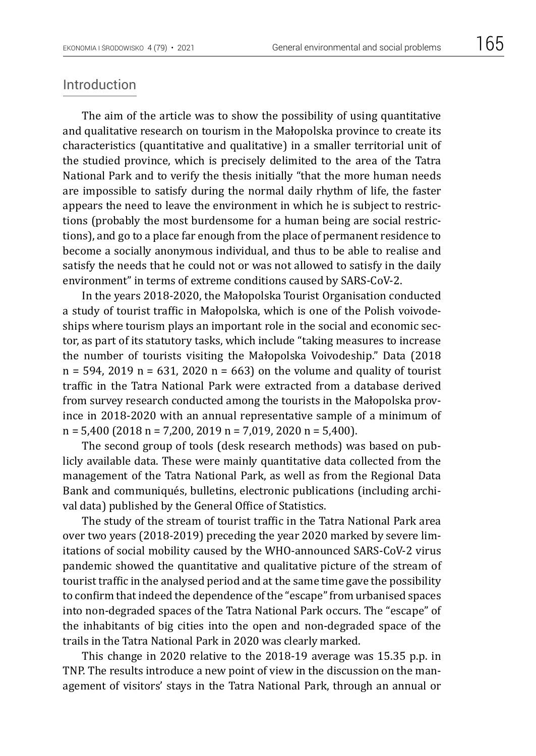## Introduction

The aim of the article was to show the possibility of using quantitative and qualitative research on tourism in the Małopolska province to create its characteristics (quantitative and qualitative) in a smaller territorial unit of the studied province, which is precisely delimited to the area of the Tatra National Park and to verify the thesis initially "that the more human needs are impossible to satisfy during the normal daily rhythm of life, the faster appears the need to leave the environment in which he is subject to restrictions (probably the most burdensome for a human being are social restrictions), and go to a place far enough from the place of permanent residence to become a socially anonymous individual, and thus to be able to realise and satisfy the needs that he could not or was not allowed to satisfy in the daily environment" in terms of extreme conditions caused by SARS-CoV-2.

In the years 2018-2020, the Małopolska Tourist Organisation conducted a study of tourist traffic in Małopolska, which is one of the Polish voivodeships where tourism plays an important role in the social and economic sector, as part of its statutory tasks, which include "taking measures to increase the number of tourists visiting the Małopolska Voivodeship." Data (2018 n = 594, 2019 n = 631, 2020 n = 663) on the volume and quality of tourist traffic in the Tatra National Park were extracted from a database derived from survey research conducted among the tourists in the Małopolska province in 2018-2020 with an annual representative sample of a minimum of n = 5,400 (2018 n = 7,200, 2019 n = 7,019, 2020 n = 5,400).

The second group of tools (desk research methods) was based on publicly available data. These were mainly quantitative data collected from the management of the Tatra National Park, as well as from the Regional Data Bank and communiqués, bulletins, electronic publications (including archival data) published by the General Office of Statistics.

The study of the stream of tourist traffic in the Tatra National Park area over two years (2018-2019) preceding the year 2020 marked by severe limitations of social mobility caused by the WHO-announced SARS-CoV-2 virus pandemic showed the quantitative and qualitative picture of the stream of tourist traffic in the analysed period and at the same time gave the possibility to confirm that indeed the dependence of the "escape" from urbanised spaces into non-degraded spaces of the Tatra National Park occurs. The "escape" of the inhabitants of big cities into the open and non-degraded space of the trails in the Tatra National Park in 2020 was clearly marked.

This change in 2020 relative to the 2018-19 average was 15.35 p.p. in TNP. The results introduce a new point of view in the discussion on the management of visitors' stays in the Tatra National Park, through an annual or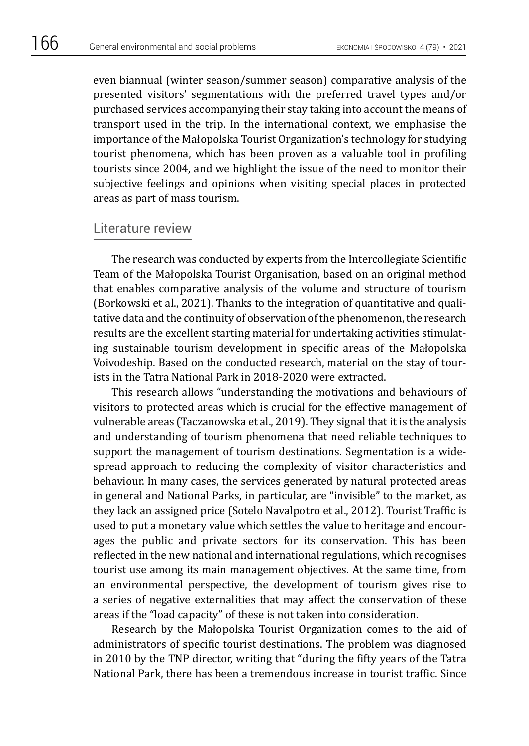even biannual (winter season/summer season) comparative analysis of the presented visitors' segmentations with the preferred travel types and/or purchased services accompanying their stay taking into account the means of transport used in the trip. In the international context, we emphasise the importance of the Małopolska Tourist Organization's technology for studying tourist phenomena, which has been proven as a valuable tool in profiling tourists since 2004, and we highlight the issue of the need to monitor their subjective feelings and opinions when visiting special places in protected areas as part of mass tourism.

## Literature review

The research was conducted by experts from the Intercollegiate Scientific Team of the Małopolska Tourist Organisation, based on an original method that enables comparative analysis of the volume and structure of tourism (Borkowski et al., 2021). Thanks to the integration of quantitative and qualitative data and the continuity of observation of the phenomenon, the research results are the excellent starting material for undertaking activities stimulating sustainable tourism development in specific areas of the Małopolska Voivodeship. Based on the conducted research, material on the stay of tourists in the Tatra National Park in 2018-2020 were extracted.

This research allows "understanding the motivations and behaviours of visitors to protected areas which is crucial for the effective management of vulnerable areas (Taczanowska et al., 2019). They signal that it is the analysis and understanding of tourism phenomena that need reliable techniques to support the management of tourism destinations. Segmentation is a widespread approach to reducing the complexity of visitor characteristics and behaviour. In many cases, the services generated by natural protected areas in general and National Parks, in particular, are "invisible" to the market, as they lack an assigned price (Sotelo Navalpotro et al., 2012). Tourist Traffic is used to put a monetary value which settles the value to heritage and encourages the public and private sectors for its conservation. This has been reflected in the new national and international regulations, which recognises tourist use among its main management objectives. At the same time, from an environmental perspective, the development of tourism gives rise to a series of negative externalities that may affect the conservation of these areas if the "load capacity" of these is not taken into consideration.

Research by the Małopolska Tourist Organization comes to the aid of administrators of specific tourist destinations. The problem was diagnosed in 2010 by the TNP director, writing that "during the fifty years of the Tatra National Park, there has been a tremendous increase in tourist traffic. Since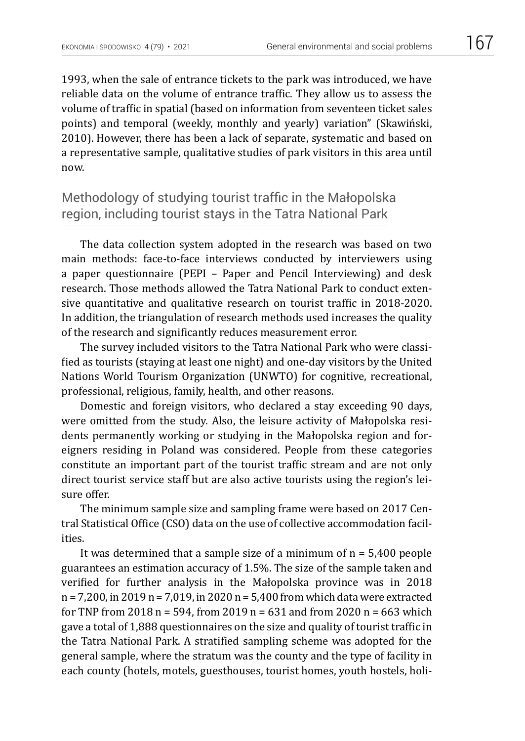1993, when the sale of entrance tickets to the park was introduced, we have reliable data on the volume of entrance traffic. They allow us to assess the volume of traffic in spatial (based on information from seventeen ticket sales points) and temporal (weekly, monthly and yearly) variation" (Skawiński, 2010). However, there has been a lack of separate, systematic and based on a representative sample, qualitative studies of park visitors in this area until now.

## Methodology of studying tourist traffic in the Małopolska region, including tourist stays in the Tatra National Park

The data collection system adopted in the research was based on two main methods: face-to-face interviews conducted by interviewers using a paper questionnaire (PEPI – Paper and Pencil Interviewing) and desk research. Those methods allowed the Tatra National Park to conduct extensive quantitative and qualitative research on tourist traffic in 2018-2020. In addition, the triangulation of research methods used increases the quality of the research and significantly reduces measurement error.

The survey included visitors to the Tatra National Park who were classified as tourists (staying at least one night) and one-day visitors by the United Nations World Tourism Organization (UNWTO) for cognitive, recreational, professional, religious, family, health, and other reasons.

Domestic and foreign visitors, who declared a stay exceeding 90 days, were omitted from the study. Also, the leisure activity of Małopolska residents permanently working or studying in the Małopolska region and foreigners residing in Poland was considered. People from these categories constitute an important part of the tourist traffic stream and are not only direct tourist service staff but are also active tourists using the region's leisure offer.

The minimum sample size and sampling frame were based on 2017 Central Statistical Office (CSO) data on the use of collective accommodation facilities.

It was determined that a sample size of a minimum of n = 5,400 people guarantees an estimation accuracy of 1.5%. The size of the sample taken and verified for further analysis in the Małopolska province was in 2018 n = 7,200, in 2019 n = 7,019, in 2020 n = 5,400 from which data were extracted for TNP from 2018 n = 594, from 2019 n = 631 and from 2020 n = 663 which gave a total of 1,888 questionnaires on the size and quality of tourist traffic in the Tatra National Park. A stratified sampling scheme was adopted for the general sample, where the stratum was the county and the type of facility in each county (hotels, motels, guesthouses, tourist homes, youth hostels, holi-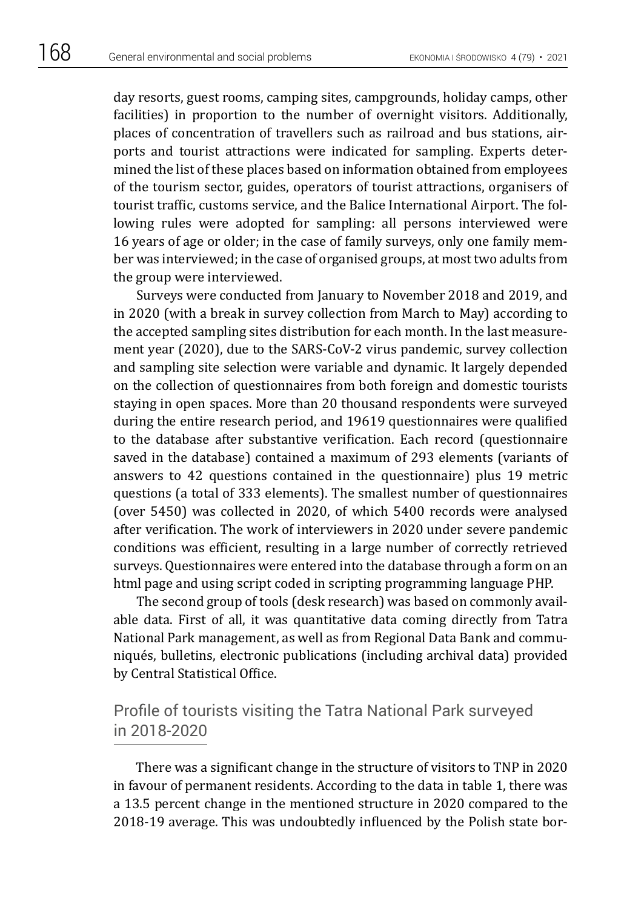day resorts, guest rooms, camping sites, campgrounds, holiday camps, other facilities) in proportion to the number of overnight visitors. Additionally, places of concentration of travellers such as railroad and bus stations, airports and tourist attractions were indicated for sampling. Experts determined the list of these places based on information obtained from employees of the tourism sector, guides, operators of tourist attractions, organisers of tourist traffic, customs service, and the Balice International Airport. The following rules were adopted for sampling: all persons interviewed were 16 years of age or older; in the case of family surveys, only one family member was interviewed; in the case of organised groups, at most two adults from the group were interviewed.

Surveys were conducted from January to November 2018 and 2019, and in 2020 (with a break in survey collection from March to May) according to the accepted sampling sites distribution for each month. In the last measurement year (2020), due to the SARS-CoV-2 virus pandemic, survey collection and sampling site selection were variable and dynamic. It largely depended on the collection of questionnaires from both foreign and domestic tourists staying in open spaces. More than 20 thousand respondents were surveyed during the entire research period, and 19619 questionnaires were qualified to the database after substantive verification. Each record (questionnaire saved in the database) contained a maximum of 293 elements (variants of answers to 42 questions contained in the questionnaire) plus 19 metric questions (a total of 333 elements). The smallest number of questionnaires (over 5450) was collected in 2020, of which 5400 records were analysed after verification. The work of interviewers in 2020 under severe pandemic conditions was efficient, resulting in a large number of correctly retrieved surveys. Questionnaires were entered into the database through a form on an html page and using script coded in scripting programming language PHP.

The second group of tools (desk research) was based on commonly available data. First of all, it was quantitative data coming directly from Tatra National Park management, as well as from Regional Data Bank and communiqués, bulletins, electronic publications (including archival data) provided by Central Statistical Office.

## Profile of tourists visiting the Tatra National Park surveyed in 2018-2020

There was a significant change in the structure of visitors to TNP in 2020 in favour of permanent residents. According to the data in table 1, there was a 13.5 percent change in the mentioned structure in 2020 compared to the 2018-19 average. This was undoubtedly influenced by the Polish state bor-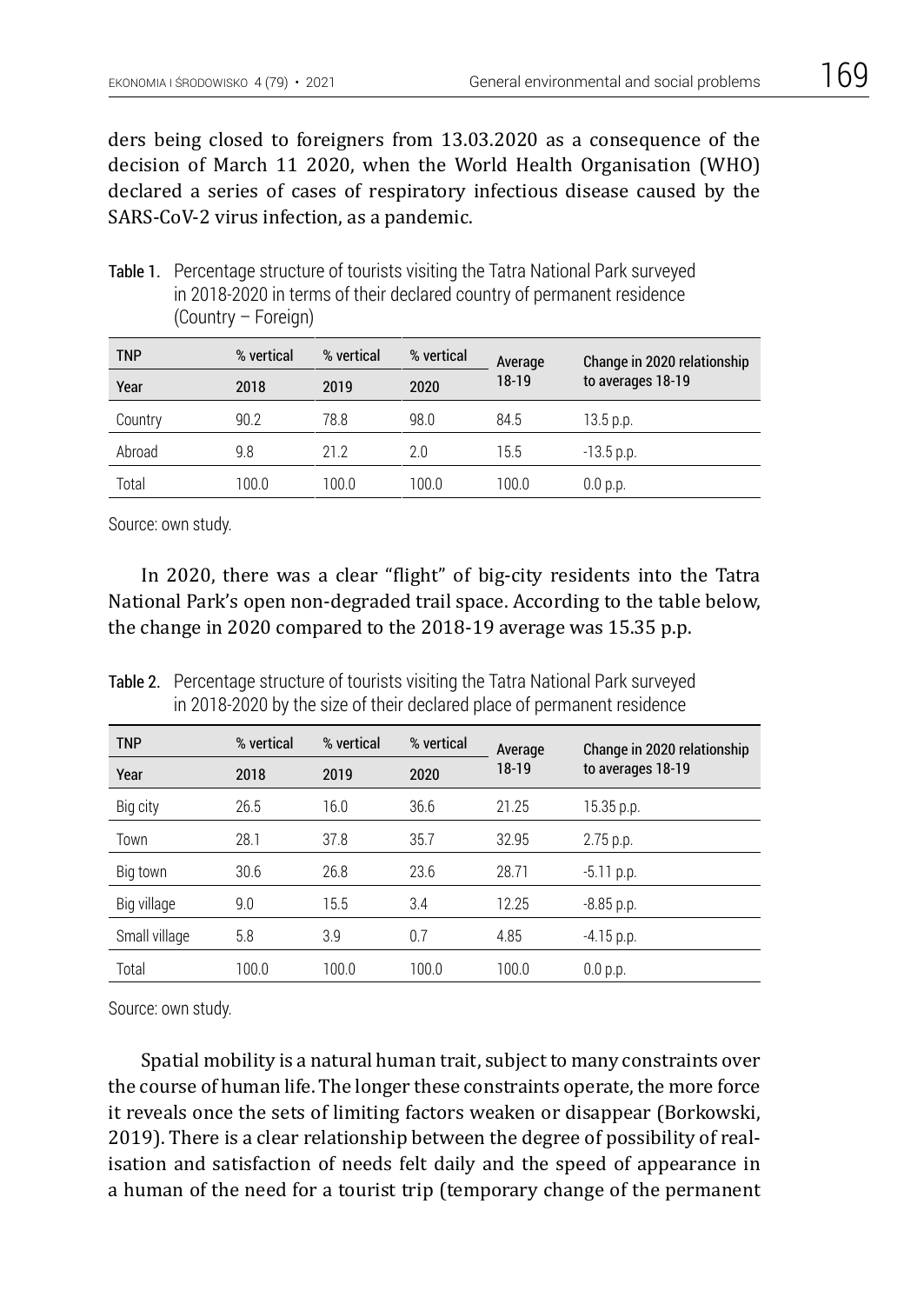ders being closed to foreigners from 13.03.2020 as a consequence of the decision of March 11 2020, when the World Health Organisation (WHO) declared a series of cases of respiratory infectious disease caused by the SARS-CoV-2 virus infection, as a pandemic.

Table 1. Percentage structure of tourists visiting the Tatra National Park surveyed in 2018-2020 in terms of their declared country of permanent residence (Country – Foreign)

| TNP | % vertical | % vertical | % vertical | Average 18-19 | Change in 2020 relationship to averages 18-19 |
|---|---|---|---|---|---|
| Year | 2018 | 2019 | 2020 | | |
| Country | 90.2 | 78.8 | 98.0 | 84.5 | 13.5 p.p. |
| Abroad | 9.8 | 21.2 | 2.0 | 15.5 | -13.5 p.p. |
| Total | 100.0 | 100.0 | 100.0 | 100.0 | 0.0 p.p. |

Source: own study.

In 2020, there was a clear "flight" of big-city residents into the Tatra National Park's open non-degraded trail space. According to the table below, the change in 2020 compared to the 2018-19 average was 15.35 p.p.

Table 2. Percentage structure of tourists visiting the Tatra National Park surveyed in 2018-2020 by the size of their declared place of permanent residence

| TNP | % vertical | % vertical | % vertical | Average 18-19 | Change in 2020 relationship to averages 18-19 |
|---|---|---|---|---|---|
| Year | 2018 | 2019 | 2020 | | |
| Big city | 26.5 | 16.0 | 36.6 | 21.25 | 15.35 p.p. |
| Town | 28.1 | 37.8 | 35.7 | 32.95 | 2.75 p.p. |
| Big town | 30.6 | 26.8 | 23.6 | 28.71 | -5.11 p.p. |
| Big village | 9.0 | 15.5 | 3.4 | 12.25 | -8.85 p.p. |
| Small village | 5.8 | 3.9 | 0.7 | 4.85 | -4.15 p.p. |
| Total | 100.0 | 100.0 | 100.0 | 100.0 | 0.0 p.p. |

Source: own study.

Spatial mobility is a natural human trait, subject to many constraints over the course of human life. The longer these constraints operate, the more force it reveals once the sets of limiting factors weaken or disappear (Borkowski, 2019). There is a clear relationship between the degree of possibility of realisation and satisfaction of needs felt daily and the speed of appearance in a human of the need for a tourist trip (temporary change of the permanent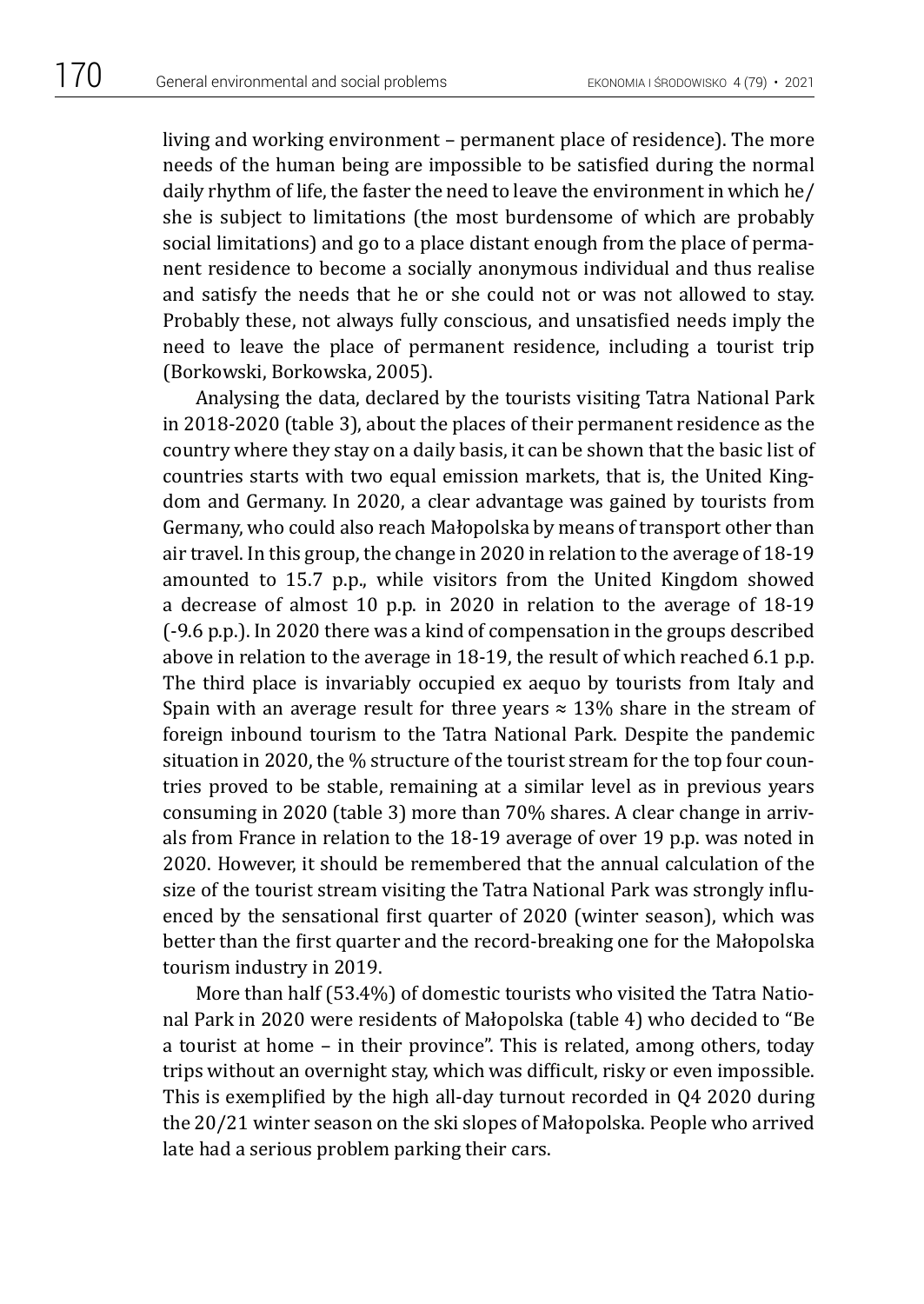living and working environment – permanent place of residence). The more needs of the human being are impossible to be satisfied during the normal daily rhythm of life, the faster the need to leave the environment in which he/she is subject to limitations (the most burdensome of which are probably social limitations) and go to a place distant enough from the place of permanent residence to become a socially anonymous individual and thus realise and satisfy the needs that he or she could not or was not allowed to stay. Probably these, not always fully conscious, and unsatisfied needs imply the need to leave the place of permanent residence, including a tourist trip (Borkowski, Borkowska, 2005).

Analysing the data, declared by the tourists visiting Tatra National Park in 2018-2020 (table 3), about the places of their permanent residence as the country where they stay on a daily basis, it can be shown that the basic list of countries starts with two equal emission markets, that is, the United Kingdom and Germany. In 2020, a clear advantage was gained by tourists from Germany, who could also reach Małopolska by means of transport other than air travel. In this group, the change in 2020 in relation to the average of 18-19 amounted to 15.7 p.p., while visitors from the United Kingdom showed a decrease of almost 10 p.p. in 2020 in relation to the average of 18-19 (-9.6 p.p.). In 2020 there was a kind of compensation in the groups described above in relation to the average in 18-19, the result of which reached 6.1 p.p. The third place is invariably occupied ex aequo by tourists from Italy and Spain with an average result for three years ≈ 13% share in the stream of foreign inbound tourism to the Tatra National Park. Despite the pandemic situation in 2020, the % structure of the tourist stream for the top four countries proved to be stable, remaining at a similar level as in previous years consuming in 2020 (table 3) more than 70% shares. A clear change in arrivals from France in relation to the 18-19 average of over 19 p.p. was noted in 2020. However, it should be remembered that the annual calculation of the size of the tourist stream visiting the Tatra National Park was strongly influenced by the sensational first quarter of 2020 (winter season), which was better than the first quarter and the record-breaking one for the Małopolska tourism industry in 2019.

More than half (53.4%) of domestic tourists who visited the Tatra National Park in 2020 were residents of Małopolska (table 4) who decided to "Be a tourist at home – in their province". This is related, among others, today trips without an overnight stay, which was difficult, risky or even impossible. This is exemplified by the high all-day turnout recorded in Q4 2020 during the 20/21 winter season on the ski slopes of Małopolska. People who arrived late had a serious problem parking their cars.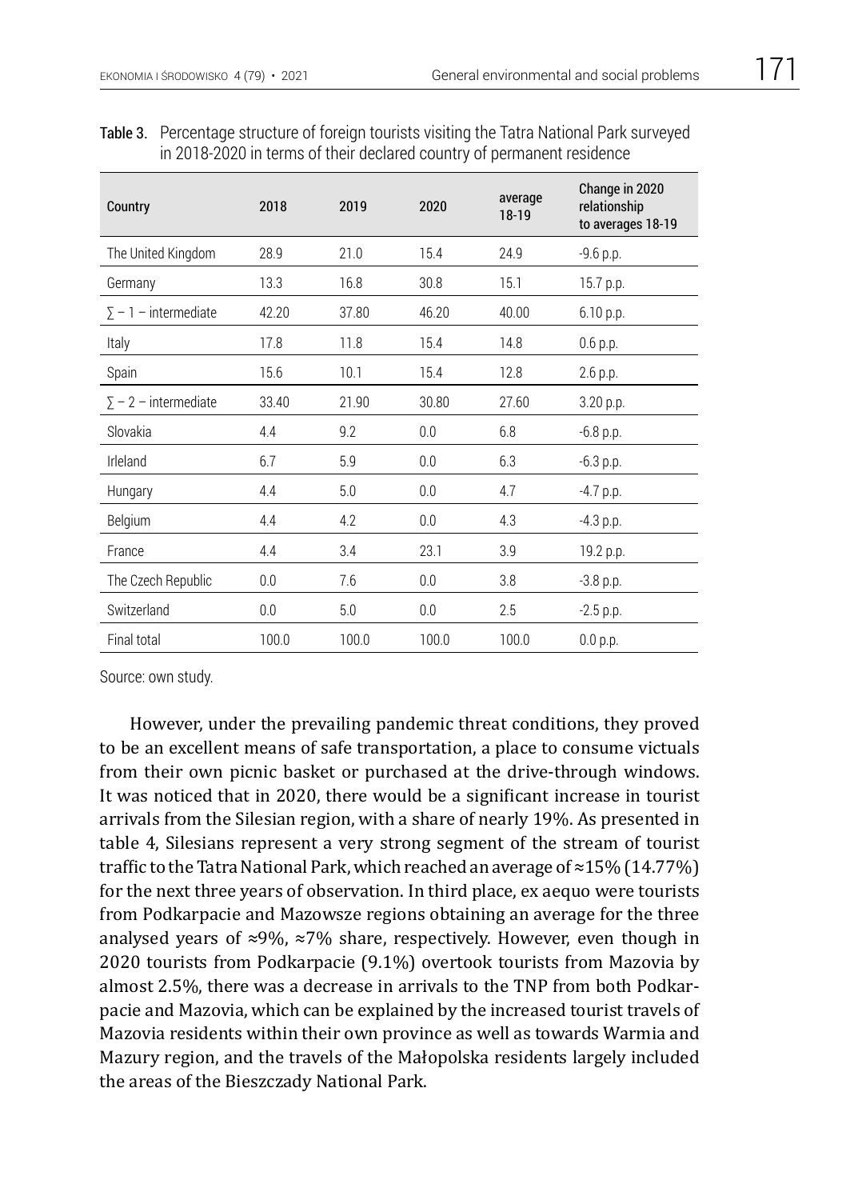Table 3. Percentage structure of foreign tourists visiting the Tatra National Park surveyed in 2018-2020 in terms of their declared country of permanent residence

| Country | 2018 | 2019 | 2020 | average 18-19 | Change in 2020 relationship to averages 18-19 |
|---|---|---|---|---|---|
| The United Kingdom | 28.9 | 21.0 | 15.4 | 24.9 | -9.6 p.p. |
| Germany | 13.3 | 16.8 | 30.8 | 15.1 | 15.7 p.p. |
| ∑ – 1 – intermediate | 42.20 | 37.80 | 46.20 | 40.00 | 6.10 p.p. |
| Italy | 17.8 | 11.8 | 15.4 | 14.8 | 0.6 p.p. |
| Spain | 15.6 | 10.1 | 15.4 | 12.8 | 2.6 p.p. |
| ∑ – 2 – intermediate | 33.40 | 21.90 | 30.80 | 27.60 | 3.20 p.p. |
| Slovakia | 4.4 | 9.2 | 0.0 | 6.8 | -6.8 p.p. |
| Irleland | 6.7 | 5.9 | 0.0 | 6.3 | -6.3 p.p. |
| Hungary | 4.4 | 5.0 | 0.0 | 4.7 | -4.7 p.p. |
| Belgium | 4.4 | 4.2 | 0.0 | 4.3 | -4.3 p.p. |
| France | 4.4 | 3.4 | 23.1 | 3.9 | 19.2 p.p. |
| The Czech Republic | 0.0 | 7.6 | 0.0 | 3.8 | -3.8 p.p. |
| Switzerland | 0.0 | 5.0 | 0.0 | 2.5 | -2.5 p.p. |
| Final total | 100.0 | 100.0 | 100.0 | 100.0 | 0.0 p.p. |

Source: own study.

However, under the prevailing pandemic threat conditions, they proved to be an excellent means of safe transportation, a place to consume victuals from their own picnic basket or purchased at the drive-through windows. It was noticed that in 2020, there would be a significant increase in tourist arrivals from the Silesian region, with a share of nearly 19%. As presented in table 4, Silesians represent a very strong segment of the stream of tourist traffic to the Tatra National Park, which reached an average of ≈15% (14.77%) for the next three years of observation. In third place, ex aequo were tourists from Podkarpacie and Mazowsze regions obtaining an average for the three analysed years of ≈9%, ≈7% share, respectively. However, even though in 2020 tourists from Podkarpacie (9.1%) overtook tourists from Mazovia by almost 2.5%, there was a decrease in arrivals to the TNP from both Podkarpacie and Mazovia, which can be explained by the increased tourist travels of Mazovia residents within their own province as well as towards Warmia and Mazury region, and the travels of the Małopolska residents largely included the areas of the Bieszczady National Park.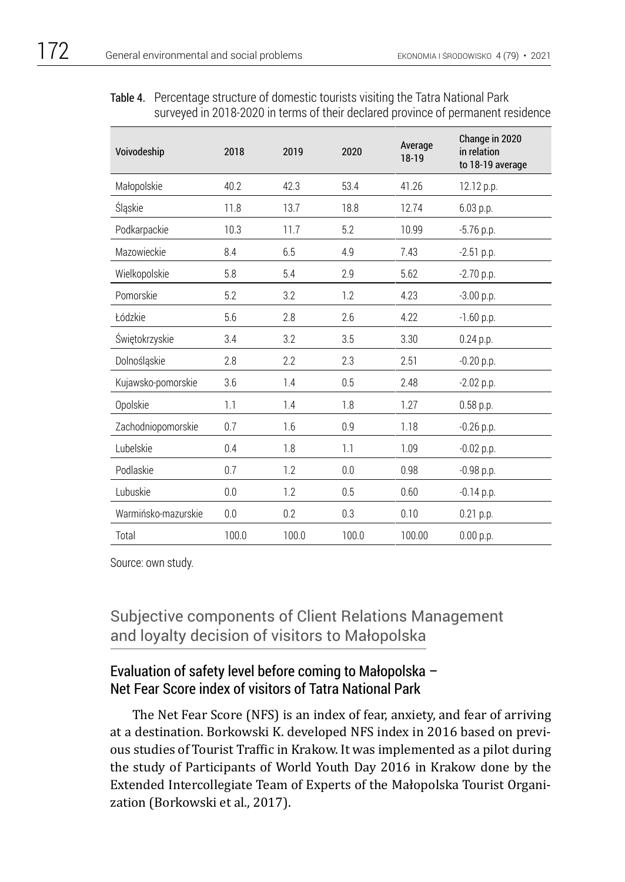**Table 4.** Percentage structure of domestic tourists visiting the Tatra National Park surveyed in 2018-2020 in terms of their declared province of permanent residence

| Voivodeship | 2018 | 2019 | 2020 | Average 18-19 | Change in 2020 in relation to 18-19 average |
|---|---|---|---|---|---|
| Małopolskie | 40.2 | 42.3 | 53.4 | 41.26 | 12.12 p.p. |
| Śląskie | 11.8 | 13.7 | 18.8 | 12.74 | 6.03 p.p. |
| Podkarpackie | 10.3 | 11.7 | 5.2 | 10.99 | -5.76 p.p. |
| Mazowieckie | 8.4 | 6.5 | 4.9 | 7.43 | -2.51 p.p. |
| Wielkopolskie | 5.8 | 5.4 | 2.9 | 5.62 | -2.70 p.p. |
| Pomorskie | 5.2 | 3.2 | 1.2 | 4.23 | -3.00 p.p. |
| Łódzkie | 5.6 | 2.8 | 2.6 | 4.22 | -1.60 p.p. |
| Świętokrzyskie | 3.4 | 3.2 | 3.5 | 3.30 | 0.24 p.p. |
| Dolnośląskie | 2.8 | 2.2 | 2.3 | 2.51 | -0.20 p.p. |
| Kujawsko-pomorskie | 3.6 | 1.4 | 0.5 | 2.48 | -2.02 p.p. |
| Opolskie | 1.1 | 1.4 | 1.8 | 1.27 | 0.58 p.p. |
| Zachodniopomorskie | 0.7 | 1.6 | 0.9 | 1.18 | -0.26 p.p. |
| Lubelskie | 0.4 | 1.8 | 1.1 | 1.09 | -0.02 p.p. |
| Podlaskie | 0.7 | 1.2 | 0.0 | 0.98 | -0.98 p.p. |
| Lubuskie | 0.0 | 1.2 | 0.5 | 0.60 | -0.14 p.p. |
| Warmińsko-mazurskie | 0.0 | 0.2 | 0.3 | 0.10 | 0.21 p.p. |
| Total | 100.0 | 100.0 | 100.0 | 100.00 | 0.00 p.p. |

Source: own study.

## Subjective components of Client Relations Management and loyalty decision of visitors to Małopolska

### Evaluation of safety level before coming to Małopolska – Net Fear Score index of visitors of Tatra National Park

The Net Fear Score (NFS) is an index of fear, anxiety, and fear of arriving at a destination. Borkowski K. developed NFS index in 2016 based on previous studies of Tourist Traffic in Krakow. It was implemented as a pilot during the study of Participants of World Youth Day 2016 in Krakow done by the Extended Intercollegiate Team of Experts of the Małopolska Tourist Organization (Borkowski et al., 2017).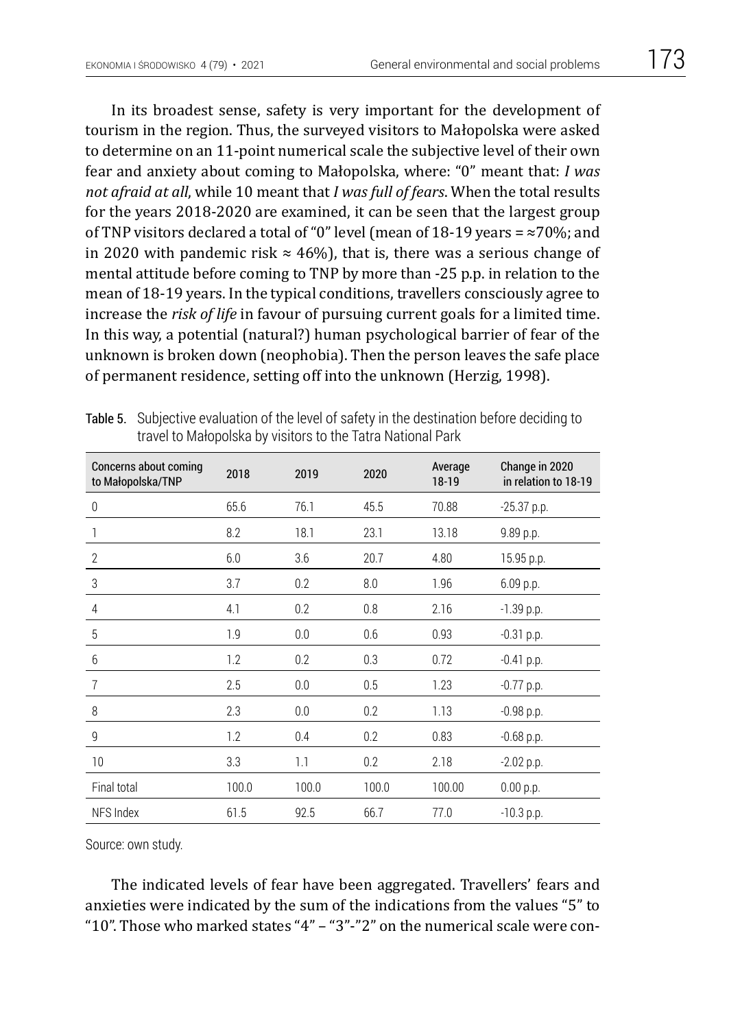In its broadest sense, safety is very important for the development of tourism in the region. Thus, the surveyed visitors to Małopolska were asked to determine on an 11-point numerical scale the subjective level of their own fear and anxiety about coming to Małopolska, where: "0" meant that: *I was not afraid at all*, while 10 meant that *I was full of fears*. When the total results for the years 2018-2020 are examined, it can be seen that the largest group of TNP visitors declared a total of "0" level (mean of 18-19 years = ≈70%; and in 2020 with pandemic risk ≈ 46%), that is, there was a serious change of mental attitude before coming to TNP by more than -25 p.p. in relation to the mean of 18-19 years. In the typical conditions, travellers consciously agree to increase the *risk of life* in favour of pursuing current goals for a limited time. In this way, a potential (natural?) human psychological barrier of fear of the unknown is broken down (neophobia). Then the person leaves the safe place of permanent residence, setting off into the unknown (Herzig, 1998).

Table 5. Subjective evaluation of the level of safety in the destination before deciding to travel to Małopolska by visitors to the Tatra National Park

| Concerns about coming to Małopolska/TNP | 2018 | 2019 | 2020 | Average 18-19 | Change in 2020 in relation to 18-19 |
|---|---|---|---|---|---|
| 0 | 65.6 | 76.1 | 45.5 | 70.88 | -25.37 p.p. |
| 1 | 8.2 | 18.1 | 23.1 | 13.18 | 9.89 p.p. |
| 2 | 6.0 | 3.6 | 20.7 | 4.80 | 15.95 p.p. |
| 3 | 3.7 | 0.2 | 8.0 | 1.96 | 6.09 p.p. |
| 4 | 4.1 | 0.2 | 0.8 | 2.16 | -1.39 p.p. |
| 5 | 1.9 | 0.0 | 0.6 | 0.93 | -0.31 p.p. |
| 6 | 1.2 | 0.2 | 0.3 | 0.72 | -0.41 p.p. |
| 7 | 2.5 | 0.0 | 0.5 | 1.23 | -0.77 p.p. |
| 8 | 2.3 | 0.0 | 0.2 | 1.13 | -0.98 p.p. |
| 9 | 1.2 | 0.4 | 0.2 | 0.83 | -0.68 p.p. |
| 10 | 3.3 | 1.1 | 0.2 | 2.18 | -2.02 p.p. |
| Final total | 100.0 | 100.0 | 100.0 | 100.00 | 0.00 p.p. |
| NFS Index | 61.5 | 92.5 | 66.7 | 77.0 | -10.3 p.p. |

Source: own study.

The indicated levels of fear have been aggregated. Travellers' fears and anxieties were indicated by the sum of the indications from the values "5" to "10". Those who marked states "4" – "3"-"2" on the numerical scale were con-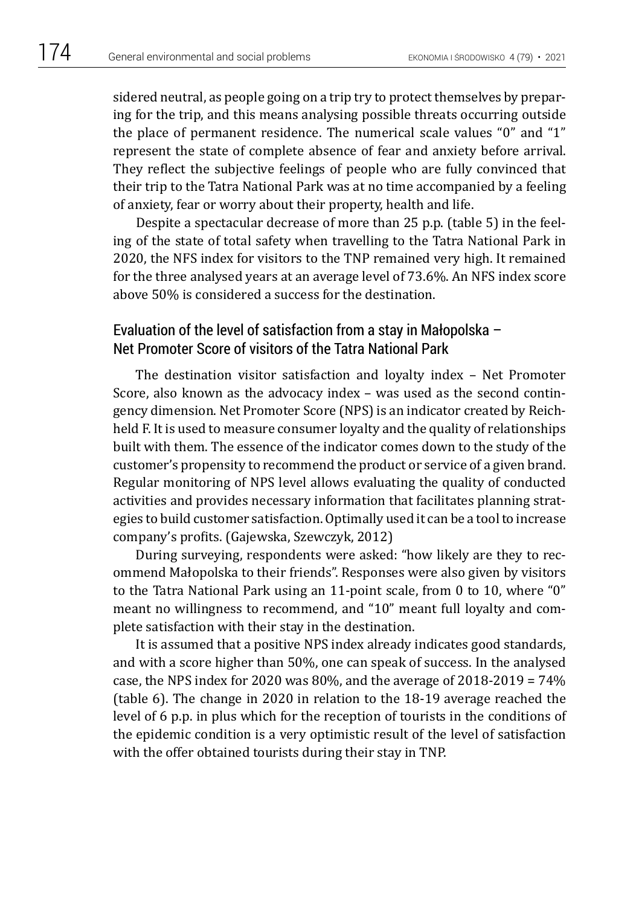sidered neutral, as people going on a trip try to protect themselves by preparing for the trip, and this means analysing possible threats occurring outside the place of permanent residence. The numerical scale values "0" and "1" represent the state of complete absence of fear and anxiety before arrival. They reflect the subjective feelings of people who are fully convinced that their trip to the Tatra National Park was at no time accompanied by a feeling of anxiety, fear or worry about their property, health and life.

Despite a spectacular decrease of more than 25 p.p. (table 5) in the feeling of the state of total safety when travelling to the Tatra National Park in 2020, the NFS index for visitors to the TNP remained very high. It remained for the three analysed years at an average level of 73.6%. An NFS index score above 50% is considered a success for the destination.

## Evaluation of the level of satisfaction from a stay in Małopolska – Net Promoter Score of visitors of the Tatra National Park

The destination visitor satisfaction and loyalty index – Net Promoter Score, also known as the advocacy index – was used as the second contingency dimension. Net Promoter Score (NPS) is an indicator created by Reichheld F. It is used to measure consumer loyalty and the quality of relationships built with them. The essence of the indicator comes down to the study of the customer's propensity to recommend the product or service of a given brand. Regular monitoring of NPS level allows evaluating the quality of conducted activities and provides necessary information that facilitates planning strategies to build customer satisfaction. Optimally used it can be a tool to increase company's profits. (Gajewska, Szewczyk, 2012)

During surveying, respondents were asked: "how likely are they to recommend Małopolska to their friends". Responses were also given by visitors to the Tatra National Park using an 11-point scale, from 0 to 10, where "0" meant no willingness to recommend, and "10" meant full loyalty and complete satisfaction with their stay in the destination.

It is assumed that a positive NPS index already indicates good standards, and with a score higher than 50%, one can speak of success. In the analysed case, the NPS index for 2020 was 80%, and the average of 2018-2019 = 74% (table 6). The change in 2020 in relation to the 18-19 average reached the level of 6 p.p. in plus which for the reception of tourists in the conditions of the epidemic condition is a very optimistic result of the level of satisfaction with the offer obtained tourists during their stay in TNP.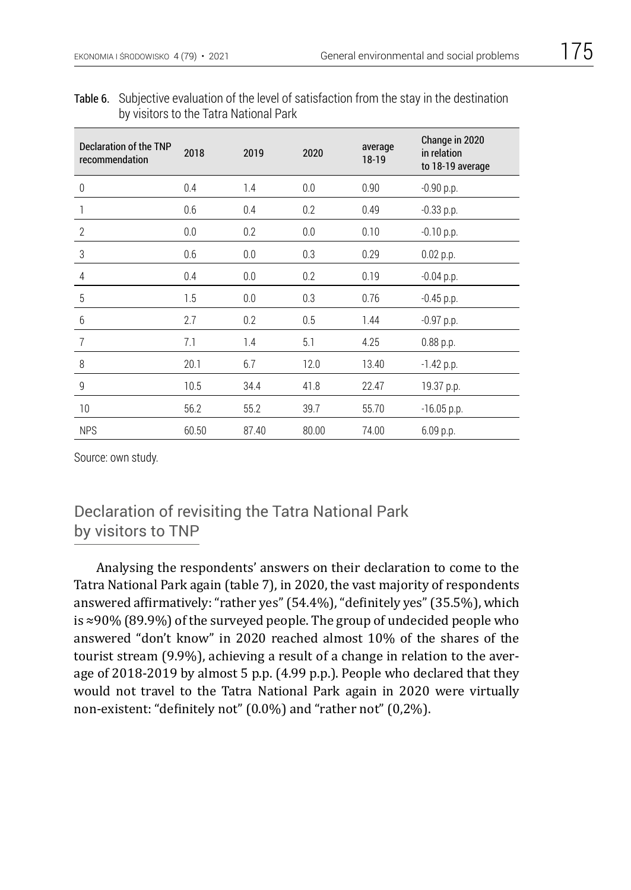Table 6. Subjective evaluation of the level of satisfaction from the stay in the destination by visitors to the Tatra National Park

| Declaration of the TNP recommendation | 2018 | 2019 | 2020 | average 18-19 | Change in 2020 in relation to 18-19 average |
|---|---|---|---|---|---|
| 0 | 0.4 | 1.4 | 0.0 | 0.90 | -0.90 p.p. |
| 1 | 0.6 | 0.4 | 0.2 | 0.49 | -0.33 p.p. |
| 2 | 0.0 | 0.2 | 0.0 | 0.10 | -0.10 p.p. |
| 3 | 0.6 | 0.0 | 0.3 | 0.29 | 0.02 p.p. |
| 4 | 0.4 | 0.0 | 0.2 | 0.19 | -0.04 p.p. |
| 5 | 1.5 | 0.0 | 0.3 | 0.76 | -0.45 p.p. |
| 6 | 2.7 | 0.2 | 0.5 | 1.44 | -0.97 p.p. |
| 7 | 7.1 | 1.4 | 5.1 | 4.25 | 0.88 p.p. |
| 8 | 20.1 | 6.7 | 12.0 | 13.40 | -1.42 p.p. |
| 9 | 10.5 | 34.4 | 41.8 | 22.47 | 19.37 p.p. |
| 10 | 56.2 | 55.2 | 39.7 | 55.70 | -16.05 p.p. |
| NPS | 60.50 | 87.40 | 80.00 | 74.00 | 6.09 p.p. |

Source: own study.

## Declaration of revisiting the Tatra National Park by visitors to TNP

Analysing the respondents' answers on their declaration to come to the Tatra National Park again (table 7), in 2020, the vast majority of respondents answered affirmatively: "rather yes" (54.4%), "definitely yes" (35.5%), which is ≈90% (89.9%) of the surveyed people. The group of undecided people who answered "don't know" in 2020 reached almost 10% of the shares of the tourist stream (9.9%), achieving a result of a change in relation to the average of 2018-2019 by almost 5 p.p. (4.99 p.p.). People who declared that they would not travel to the Tatra National Park again in 2020 were virtually non-existent: "definitely not" (0.0%) and "rather not" (0,2%).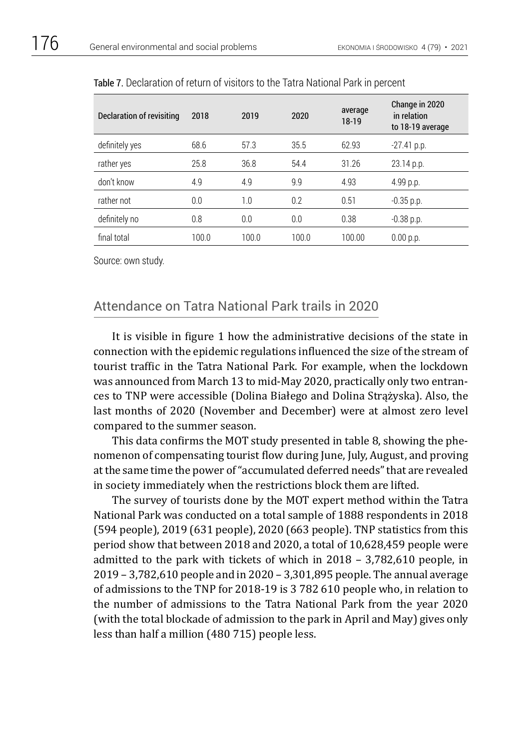Table 7. Declaration of return of visitors to the Tatra National Park in percent

| Declaration of revisiting | 2018 | 2019 | 2020 | average 18-19 | Change in 2020 in relation to 18-19 average |
|---|---|---|---|---|---|
| definitely yes | 68.6 | 57.3 | 35.5 | 62.93 | -27.41 p.p. |
| rather yes | 25.8 | 36.8 | 54.4 | 31.26 | 23.14 p.p. |
| don't know | 4.9 | 4.9 | 9.9 | 4.93 | 4.99 p.p. |
| rather not | 0.0 | 1.0 | 0.2 | 0.51 | -0.35 p.p. |
| definitely no | 0.8 | 0.0 | 0.0 | 0.38 | -0.38 p.p. |
| final total | 100.0 | 100.0 | 100.0 | 100.00 | 0.00 p.p. |

Source: own study.

## Attendance on Tatra National Park trails in 2020

It is visible in figure 1 how the administrative decisions of the state in connection with the epidemic regulations influenced the size of the stream of tourist traffic in the Tatra National Park. For example, when the lockdown was announced from March 13 to mid-May 2020, practically only two entrances to TNP were accessible (Dolina Białego and Dolina Strążyska). Also, the last months of 2020 (November and December) were at almost zero level compared to the summer season.

This data confirms the MOT study presented in table 8, showing the phenomenon of compensating tourist flow during June, July, August, and proving at the same time the power of "accumulated deferred needs" that are revealed in society immediately when the restrictions block them are lifted.

The survey of tourists done by the MOT expert method within the Tatra National Park was conducted on a total sample of 1888 respondents in 2018 (594 people), 2019 (631 people), 2020 (663 people). TNP statistics from this period show that between 2018 and 2020, a total of 10,628,459 people were admitted to the park with tickets of which in 2018 – 3,782,610 people, in 2019 – 3,782,610 people and in 2020 – 3,301,895 people. The annual average of admissions to the TNP for 2018-19 is 3 782 610 people who, in relation to the number of admissions to the Tatra National Park from the year 2020 (with the total blockade of admission to the park in April and May) gives only less than half a million (480 715) people less.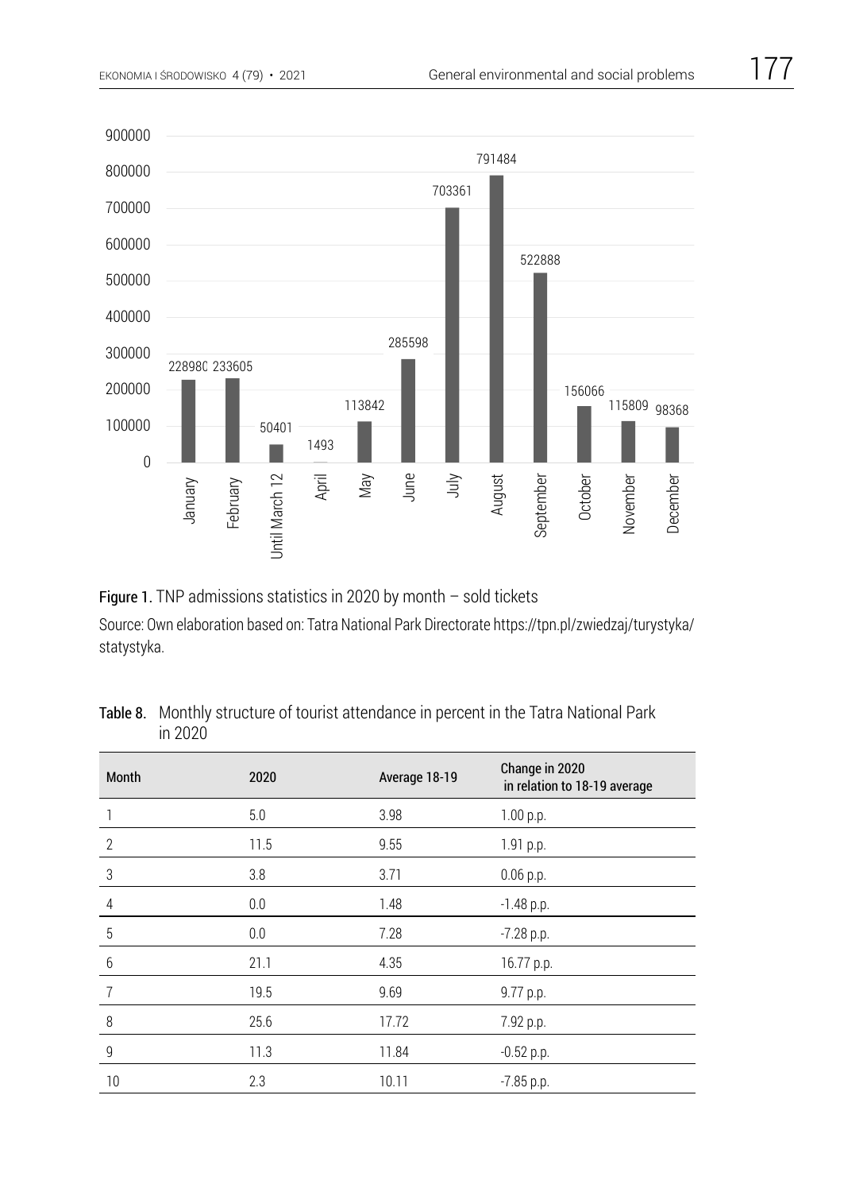Figure 1. TNP admissions statistics in 2020 by month – sold tickets

Source: Own elaboration based on: Tatra National Park Directorate https://tpn.pl/zwiedzaj/turystyka/statystyka.

Table 8. Monthly structure of tourist attendance in percent in the Tatra National Park in 2020

| Month | 2020 | Average 18-19 | Change in 2020 in relation to 18-19 average |
|---|---|---|---|
| 1 | 5.0 | 3.98 | 1.00 p.p. |
| 2 | 11.5 | 9.55 | 1.91 p.p. |
| 3 | 3.8 | 3.71 | 0.06 p.p. |
| 4 | 0.0 | 1.48 | -1.48 p.p. |
| 5 | 0.0 | 7.28 | -7.28 p.p. |
| 6 | 21.1 | 4.35 | 16.77 p.p. |
| 7 | 19.5 | 9.69 | 9.77 p.p. |
| 8 | 25.6 | 17.72 | 7.92 p.p. |
| 9 | 11.3 | 11.84 | -0.52 p.p. |
| 10 | 2.3 | 10.11 | -7.85 p.p. |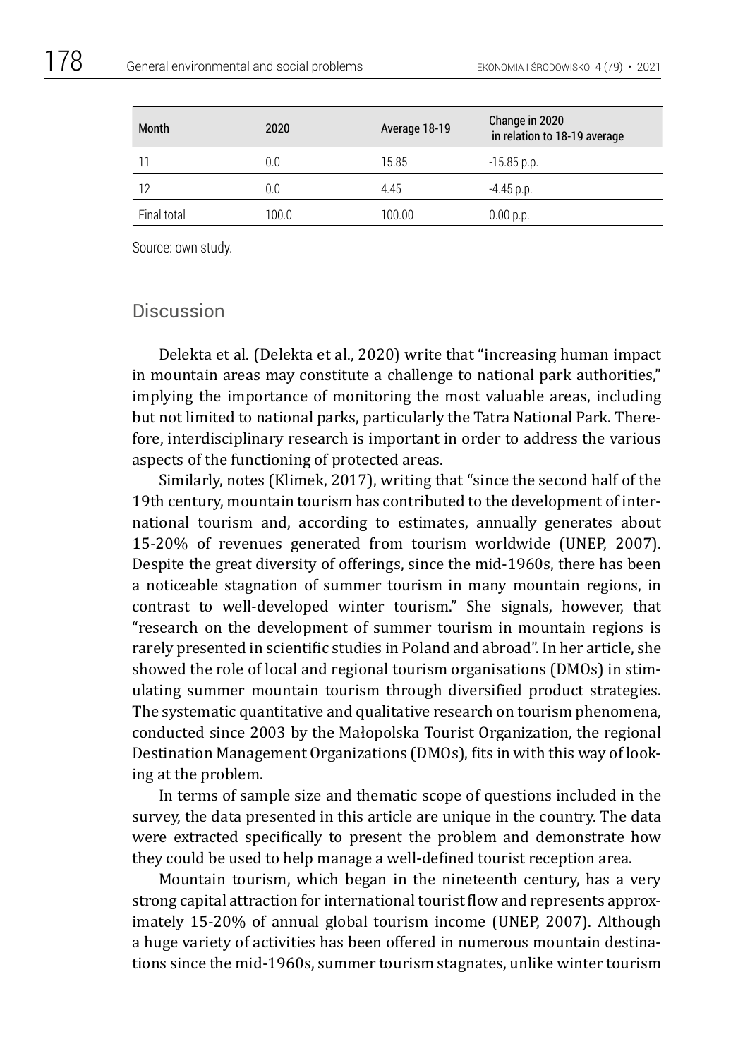| Month | 2020 | Average 18-19 | Change in 2020 in relation to 18-19 average |
|---|---|---|---|
| 11 | 0.0 | 15.85 | -15.85 p.p. |
| 12 | 0.0 | 4.45 | -4.45 p.p. |
| Final total | 100.0 | 100.00 | 0.00 p.p. |

Source: own study.

## Discussion

Delekta et al. (Delekta et al., 2020) write that "increasing human impact in mountain areas may constitute a challenge to national park authorities," implying the importance of monitoring the most valuable areas, including but not limited to national parks, particularly the Tatra National Park. Therefore, interdisciplinary research is important in order to address the various aspects of the functioning of protected areas.

Similarly, notes (Klimek, 2017), writing that "since the second half of the 19th century, mountain tourism has contributed to the development of international tourism and, according to estimates, annually generates about 15-20% of revenues generated from tourism worldwide (UNEP, 2007). Despite the great diversity of offerings, since the mid-1960s, there has been a noticeable stagnation of summer tourism in many mountain regions, in contrast to well-developed winter tourism." She signals, however, that "research on the development of summer tourism in mountain regions is rarely presented in scientific studies in Poland and abroad". In her article, she showed the role of local and regional tourism organisations (DMOs) in stimulating summer mountain tourism through diversified product strategies. The systematic quantitative and qualitative research on tourism phenomena, conducted since 2003 by the Małopolska Tourist Organization, the regional Destination Management Organizations (DMOs), fits in with this way of looking at the problem.

In terms of sample size and thematic scope of questions included in the survey, the data presented in this article are unique in the country. The data were extracted specifically to present the problem and demonstrate how they could be used to help manage a well-defined tourist reception area.

Mountain tourism, which began in the nineteenth century, has a very strong capital attraction for international tourist flow and represents approximately 15-20% of annual global tourism income (UNEP, 2007). Although a huge variety of activities has been offered in numerous mountain destinations since the mid-1960s, summer tourism stagnates, unlike winter tourism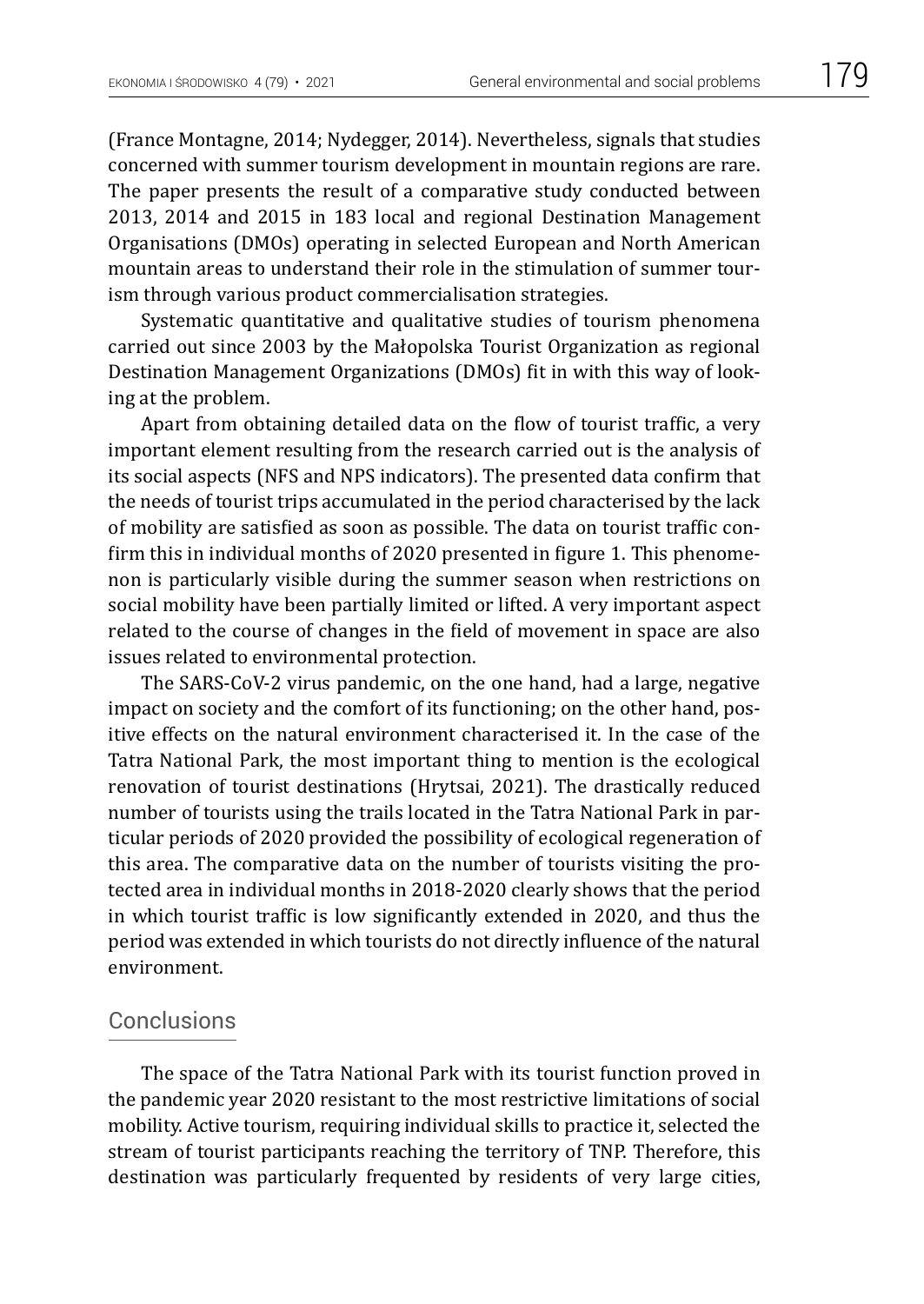(France Montagne, 2014; Nydegger, 2014). Nevertheless, signals that studies concerned with summer tourism development in mountain regions are rare. The paper presents the result of a comparative study conducted between 2013, 2014 and 2015 in 183 local and regional Destination Management Organisations (DMOs) operating in selected European and North American mountain areas to understand their role in the stimulation of summer tourism through various product commercialisation strategies.

Systematic quantitative and qualitative studies of tourism phenomena carried out since 2003 by the Małopolska Tourist Organization as regional Destination Management Organizations (DMOs) fit in with this way of looking at the problem.

Apart from obtaining detailed data on the flow of tourist traffic, a very important element resulting from the research carried out is the analysis of its social aspects (NFS and NPS indicators). The presented data confirm that the needs of tourist trips accumulated in the period characterised by the lack of mobility are satisfied as soon as possible. The data on tourist traffic confirm this in individual months of 2020 presented in figure 1. This phenomenon is particularly visible during the summer season when restrictions on social mobility have been partially limited or lifted. A very important aspect related to the course of changes in the field of movement in space are also issues related to environmental protection.

The SARS-CoV-2 virus pandemic, on the one hand, had a large, negative impact on society and the comfort of its functioning; on the other hand, positive effects on the natural environment characterised it. In the case of the Tatra National Park, the most important thing to mention is the ecological renovation of tourist destinations (Hrytsai, 2021). The drastically reduced number of tourists using the trails located in the Tatra National Park in particular periods of 2020 provided the possibility of ecological regeneration of this area. The comparative data on the number of tourists visiting the protected area in individual months in 2018-2020 clearly shows that the period in which tourist traffic is low significantly extended in 2020, and thus the period was extended in which tourists do not directly influence of the natural environment.

## Conclusions

The space of the Tatra National Park with its tourist function proved in the pandemic year 2020 resistant to the most restrictive limitations of social mobility. Active tourism, requiring individual skills to practice it, selected the stream of tourist participants reaching the territory of TNP. Therefore, this destination was particularly frequented by residents of very large cities,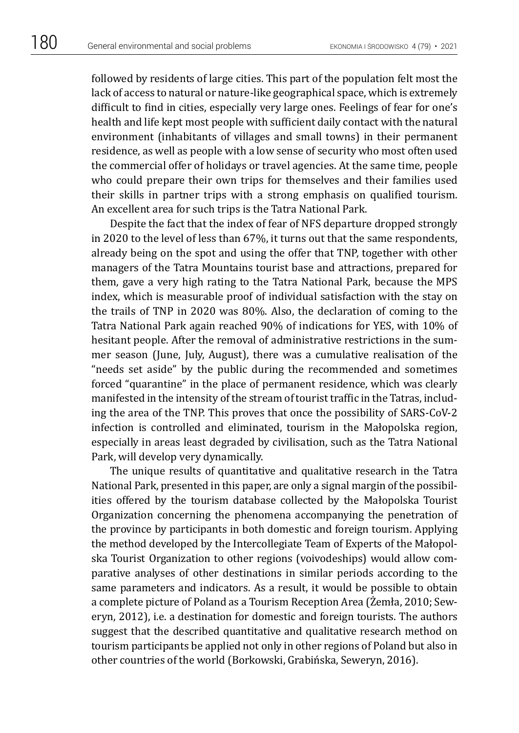followed by residents of large cities. This part of the population felt most the lack of access to natural or nature-like geographical space, which is extremely difficult to find in cities, especially very large ones. Feelings of fear for one's health and life kept most people with sufficient daily contact with the natural environment (inhabitants of villages and small towns) in their permanent residence, as well as people with a low sense of security who most often used the commercial offer of holidays or travel agencies. At the same time, people who could prepare their own trips for themselves and their families used their skills in partner trips with a strong emphasis on qualified tourism. An excellent area for such trips is the Tatra National Park.

Despite the fact that the index of fear of NFS departure dropped strongly in 2020 to the level of less than 67%, it turns out that the same respondents, already being on the spot and using the offer that TNP, together with other managers of the Tatra Mountains tourist base and attractions, prepared for them, gave a very high rating to the Tatra National Park, because the MPS index, which is measurable proof of individual satisfaction with the stay on the trails of TNP in 2020 was 80%. Also, the declaration of coming to the Tatra National Park again reached 90% of indications for YES, with 10% of hesitant people. After the removal of administrative restrictions in the summer season (June, July, August), there was a cumulative realisation of the "needs set aside" by the public during the recommended and sometimes forced "quarantine" in the place of permanent residence, which was clearly manifested in the intensity of the stream of tourist traffic in the Tatras, including the area of the TNP. This proves that once the possibility of SARS-CoV-2 infection is controlled and eliminated, tourism in the Małopolska region, especially in areas least degraded by civilisation, such as the Tatra National Park, will develop very dynamically.

The unique results of quantitative and qualitative research in the Tatra National Park, presented in this paper, are only a signal margin of the possibilities offered by the tourism database collected by the Małopolska Tourist Organization concerning the phenomena accompanying the penetration of the province by participants in both domestic and foreign tourism. Applying the method developed by the Intercollegiate Team of Experts of the Małopolska Tourist Organization to other regions (voivodeships) would allow comparative analyses of other destinations in similar periods according to the same parameters and indicators. As a result, it would be possible to obtain a complete picture of Poland as a Tourism Reception Area (Żemła, 2010; Seweryn, 2012), i.e. a destination for domestic and foreign tourists. The authors suggest that the described quantitative and qualitative research method on tourism participants be applied not only in other regions of Poland but also in other countries of the world (Borkowski, Grabińska, Seweryn, 2016).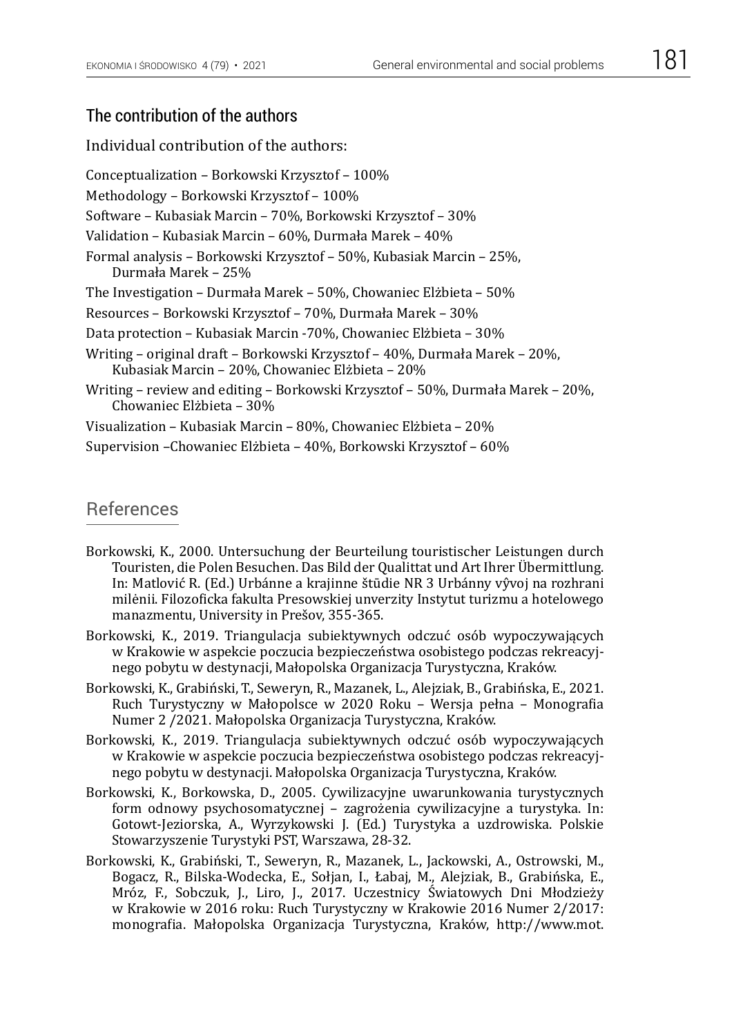## The contribution of the authors

Individual contribution of the authors:

Conceptualization – Borkowski Krzysztof – 100%

Methodology – Borkowski Krzysztof – 100%

Software – Kubasiak Marcin – 70%, Borkowski Krzysztof – 30%

Validation – Kubasiak Marcin – 60%, Durmała Marek – 40%

Formal analysis – Borkowski Krzysztof – 50%, Kubasiak Marcin – 25%, Durmała Marek – 25%

The Investigation – Durmała Marek – 50%, Chowaniec Elżbieta – 50%

Resources – Borkowski Krzysztof – 70%, Durmała Marek – 30%

Data protection – Kubasiak Marcin -70%, Chowaniec Elżbieta – 30%

Writing – original draft – Borkowski Krzysztof – 40%, Durmała Marek – 20%, Kubasiak Marcin – 20%, Chowaniec Elżbieta – 20%

Writing – review and editing – Borkowski Krzysztof – 50%, Durmała Marek – 20%, Chowaniec Elżbieta – 30%

Visualization – Kubasiak Marcin – 80%, Chowaniec Elżbieta – 20%

Supervision –Chowaniec Elżbieta – 40%, Borkowski Krzysztof – 60%

## References

Borkowski, K., 2000. Untersuchung der Beurteilung touristischer Leistungen durch Touristen, die Polen Besuchen. Das Bild der Qualittat und Art Ihrer Übermittlung. In: Matlović R. (Ed.) Urbánne a krajinne štűdie NR 3 Urbánny vývoj na rozhrani milėnii. Filozoficka fakulta Presowskiej unverzity Instytut turizmu a hotelowego manazmentu, University in Prešov, 355-365.

Borkowski, K., 2019. Triangulacja subiektywnych odczuć osób wypoczywających w Krakowie w aspekcie poczucia bezpieczeństwa osobistego podczas rekreacyjnego pobytu w destynacji, Małopolska Organizacja Turystyczna, Kraków.

Borkowski, K., Grabiński, T., Seweryn, R., Mazanek, L., Alejziak, B., Grabińska, E., 2021. Ruch Turystyczny w Małopolsce w 2020 Roku – Wersja pełna – Monografia Numer 2 /2021. Małopolska Organizacja Turystyczna, Kraków.

Borkowski, K., 2019. Triangulacja subiektywnych odczuć osób wypoczywających w Krakowie w aspekcie poczucia bezpieczeństwa osobistego podczas rekreacyjnego pobytu w destynacji. Małopolska Organizacja Turystyczna, Kraków.

Borkowski, K., Borkowska, D., 2005. Cywilizacyjne uwarunkowania turystycznych form odnowy psychosomatycznej – zagrożenia cywilizacyjne a turystyka. In: Gotowt-Jeziorska, A., Wyrzykowski J. (Ed.) Turystyka a uzdrowiska. Polskie Stowarzyszenie Turystyki PST, Warszawa, 28-32.

Borkowski, K., Grabiński, T., Seweryn, R., Mazanek, L., Jackowski, A., Ostrowski, M., Bogacz, R., Bilska-Wodecka, E., Sołjan, I., Łabaj, M., Alejziak, B., Grabińska, E., Mróz, F., Sobczuk, J., Liro, J., 2017. Uczestnicy Światowych Dni Młodzieży w Krakowie w 2016 roku: Ruch Turystyczny w Krakowie 2016 Numer 2/2017: monografia. Małopolska Organizacja Turystyczna, Kraków, http://www.mot.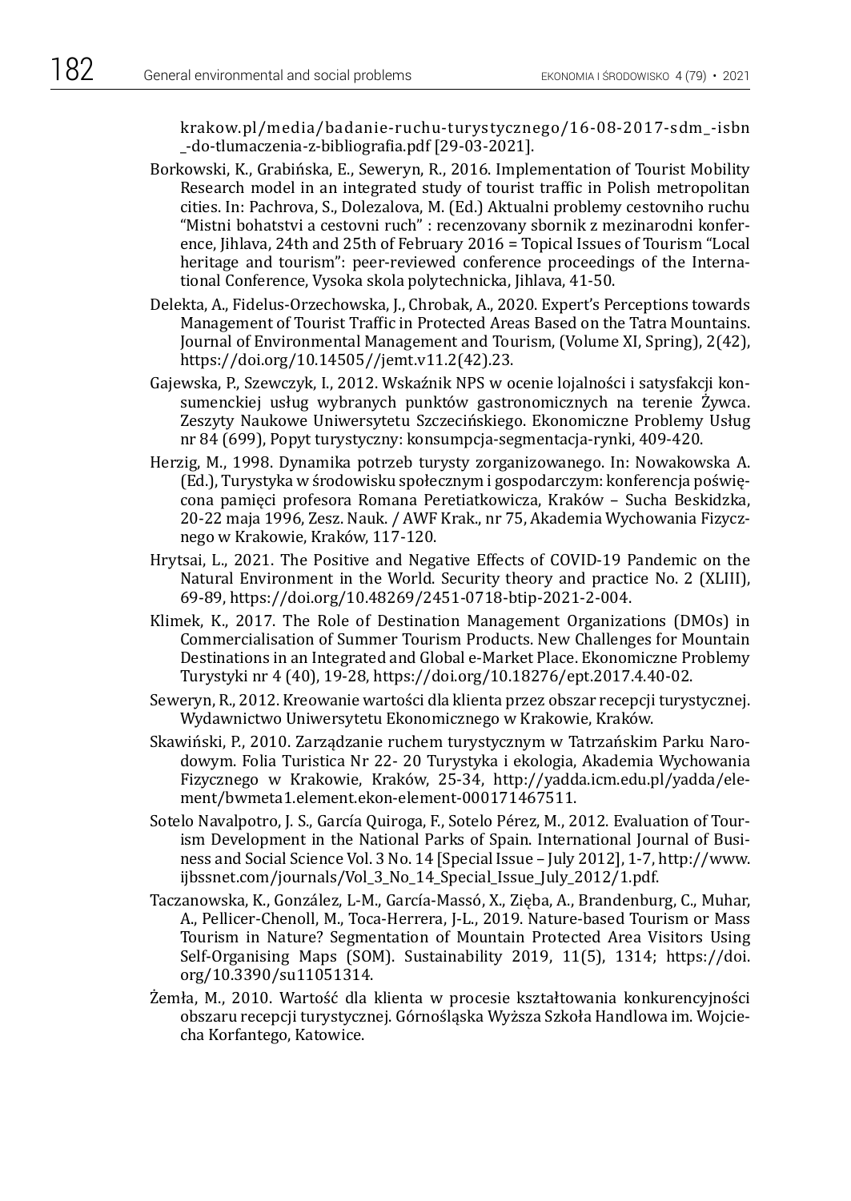krakow.pl/media/badanie-ruchu-turystycznego/16-08-2017-sdm_-isbn_-do-tlumaczenia-z-bibliografia.pdf [29-03-2021].

Borkowski, K., Grabińska, E., Seweryn, R., 2016. Implementation of Tourist Mobility Research model in an integrated study of tourist traffic in Polish metropolitan cities. In: Pachrova, S., Dolezalova, M. (Ed.) Aktualni problemy cestovniho ruchu "Mistni bohatstvi a cestovni ruch" : recenzovany sbornik z mezinarodni konference, Jihlava, 24th and 25th of February 2016 = Topical Issues of Tourism "Local heritage and tourism": peer-reviewed conference proceedings of the International Conference, Vysoka skola polytechnicka, Jihlava, 41-50.

Delekta, A., Fidelus-Orzechowska, J., Chrobak, A., 2020. Expert's Perceptions towards Management of Tourist Traffic in Protected Areas Based on the Tatra Mountains. Journal of Environmental Management and Tourism, (Volume XI, Spring), 2(42), https://doi.org/10.14505//jemt.v11.2(42).23.

Gajewska, P., Szewczyk, I., 2012. Wskaźnik NPS w ocenie lojalności i satysfakcji konsumenckiej usług wybranych punktów gastronomicznych na terenie Żywca. Zeszyty Naukowe Uniwersytetu Szczecińskiego. Ekonomiczne Problemy Usług nr 84 (699), Popyt turystyczny: konsumpcja-segmentacja-rynki, 409-420.

Herzig, M., 1998. Dynamika potrzeb turysty zorganizowanego. In: Nowakowska A. (Ed.), Turystyka w środowisku społecznym i gospodarczym: konferencja poświęcona pamięci profesora Romana Peretiatkowicza, Kraków – Sucha Beskidzka, 20-22 maja 1996, Zesz. Nauk. / AWF Krak., nr 75, Akademia Wychowania Fizycznego w Krakowie, Kraków, 117-120.

Hrytsai, L., 2021. The Positive and Negative Effects of COVID-19 Pandemic on the Natural Environment in the World. Security theory and practice No. 2 (XLIII), 69-89, https://doi.org/10.48269/2451-0718-btip-2021-2-004.

Klimek, K., 2017. The Role of Destination Management Organizations (DMOs) in Commercialisation of Summer Tourism Products. New Challenges for Mountain Destinations in an Integrated and Global e-Market Place. Ekonomiczne Problemy Turystyki nr 4 (40), 19-28, https://doi.org/10.18276/ept.2017.4.40-02.

Seweryn, R., 2012. Kreowanie wartości dla klienta przez obszar recepcji turystycznej. Wydawnictwo Uniwersytetu Ekonomicznego w Krakowie, Kraków.

Skawiński, P., 2010. Zarządzanie ruchem turystycznym w Tatrzańskim Parku Narodowym. Folia Turistica Nr 22- 20 Turystyka i ekologia, Akademia Wychowania Fizycznego w Krakowie, Kraków, 25-34, http://yadda.icm.edu.pl/yadda/element/bwmeta1.element.ekon-element-000171467511.

Sotelo Navalpotro, J. S., García Quiroga, F., Sotelo Pérez, M., 2012. Evaluation of Tourism Development in the National Parks of Spain. International Journal of Business and Social Science Vol. 3 No. 14 [Special Issue – July 2012], 1-7, http://www.ijbssnet.com/journals/Vol_3_No_14_Special_Issue_July_2012/1.pdf.

Taczanowska, K., González, L-M., García-Massó, X., Zięba, A., Brandenburg, C., Muhar, A., Pellicer-Chenoll, M., Toca-Herrera, J-L., 2019. Nature-based Tourism or Mass Tourism in Nature? Segmentation of Mountain Protected Area Visitors Using Self-Organising Maps (SOM). Sustainability 2019, 11(5), 1314; https://doi.org/10.3390/su11051314.

Żemła, M., 2010. Wartość dla klienta w procesie kształtowania konkurencyjności obszaru recepcji turystycznej. Górnośląska Wyższa Szkoła Handlowa im. Wojciecha Korfantego, Katowice.